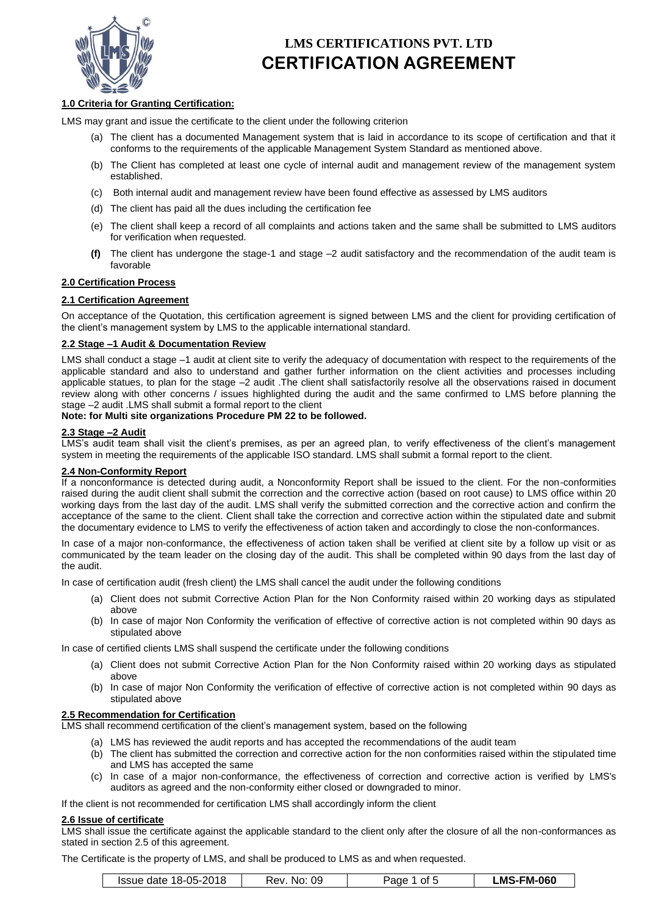# LMS CERTIFICATIONS PVT. LTD
# CERTIFICATION AGREEMENT

**1.0 Criteria for Granting Certification:**

LMS may grant and issue the certificate to the client under the following criterion

(a) The client has a documented Management system that is laid in accordance to its scope of certification and that it conforms to the requirements of the applicable Management System Standard as mentioned above.

(b) The Client has completed at least one cycle of internal audit and management review of the management system established.

(c) Both internal audit and management review have been found effective as assessed by LMS auditors

(d) The client has paid all the dues including the certification fee

(e) The client shall keep a record of all complaints and actions taken and the same shall be submitted to LMS auditors for verification when requested.

**(f)** The client has undergone the stage-1 and stage –2 audit satisfactory and the recommendation of the audit team is favorable

**2.0 Certification Process**

**2.1 Certification Agreement**

On acceptance of the Quotation, this certification agreement is signed between LMS and the client for providing certification of the client's management system by LMS to the applicable international standard.

**2.2 Stage –1 Audit & Documentation Review**

LMS shall conduct a stage –1 audit at client site to verify the adequacy of documentation with respect to the requirements of the applicable standard and also to understand and gather further information on the client activities and processes including applicable statues, to plan for the stage –2 audit .The client shall satisfactorily resolve all the observations raised in document review along with other concerns / issues highlighted during the audit and the same confirmed to LMS before planning the stage –2 audit .LMS shall submit a formal report to the client

**Note: for Multi site organizations Procedure PM 22 to be followed.**

**2.3 Stage –2 Audit**

LMS's audit team shall visit the client's premises, as per an agreed plan, to verify effectiveness of the client's management system in meeting the requirements of the applicable ISO standard. LMS shall submit a formal report to the client.

**2.4 Non-Conformity Report**

If a nonconformance is detected during audit, a Nonconformity Report shall be issued to the client. For the non-conformities raised during the audit client shall submit the correction and the corrective action (based on root cause) to LMS office within 20 working days from the last day of the audit. LMS shall verify the submitted correction and the corrective action and confirm the acceptance of the same to the client. Client shall take the correction and corrective action within the stipulated date and submit the documentary evidence to LMS to verify the effectiveness of action taken and accordingly to close the non-conformances.

In case of a major non-conformance, the effectiveness of action taken shall be verified at client site by a follow up visit or as communicated by the team leader on the closing day of the audit. This shall be completed within 90 days from the last day of the audit.

In case of certification audit (fresh client) the LMS shall cancel the audit under the following conditions

(a) Client does not submit Corrective Action Plan for the Non Conformity raised within 20 working days as stipulated above

(b) In case of major Non Conformity the verification of effective of corrective action is not completed within 90 days as stipulated above

In case of certified clients LMS shall suspend the certificate under the following conditions

(a) Client does not submit Corrective Action Plan for the Non Conformity raised within 20 working days as stipulated above

(b) In case of major Non Conformity the verification of effective of corrective action is not completed within 90 days as stipulated above

**2.5 Recommendation for Certification**

LMS shall recommend certification of the client's management system, based on the following

(a) LMS has reviewed the audit reports and has accepted the recommendations of the audit team

(b) The client has submitted the correction and corrective action for the non conformities raised within the stipulated time and LMS has accepted the same

(c) In case of a major non-conformance, the effectiveness of correction and corrective action is verified by LMS's auditors as agreed and the non-conformity either closed or downgraded to minor.

If the client is not recommended for certification LMS shall accordingly inform the client

**2.6 Issue of certificate**

LMS shall issue the certificate against the applicable standard to the client only after the closure of all the non-conformances as stated in section 2.5 of this agreement.

The Certificate is the property of LMS, and shall be produced to LMS as and when requested.

| Issue date 18-05-2018 | Rev. No: 09 | Page 1 of 5 | **LMS-FM-060** |
|---|---|---|---|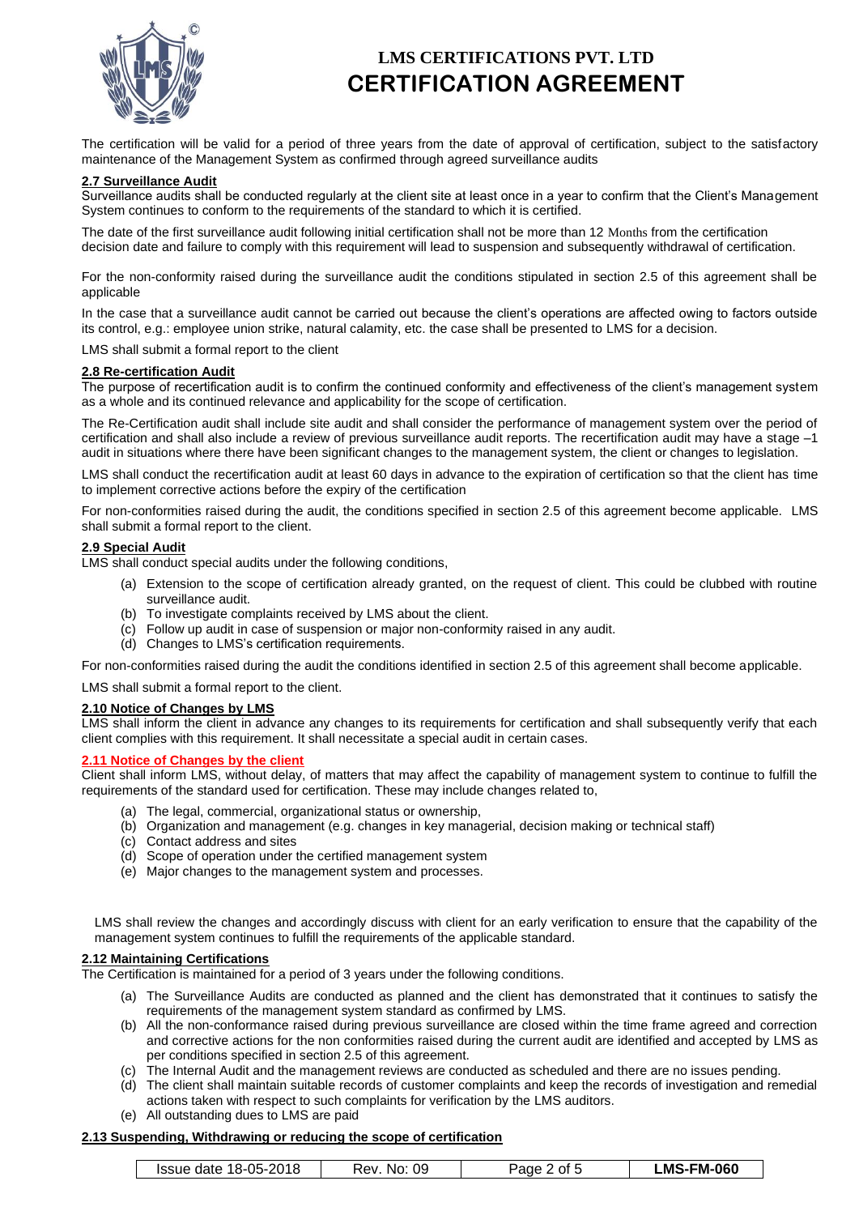The certification will be valid for a period of three years from the date of approval of certification, subject to the satisfactory maintenance of the Management System as confirmed through agreed surveillance audits

**2.7 Surveillance Audit**

Surveillance audits shall be conducted regularly at the client site at least once in a year to confirm that the Client's Management System continues to conform to the requirements of the standard to which it is certified.

The date of the first surveillance audit following initial certification shall not be more than 12 Months from the certification decision date and failure to comply with this requirement will lead to suspension and subsequently withdrawal of certification.

For the non-conformity raised during the surveillance audit the conditions stipulated in section 2.5 of this agreement shall be applicable

In the case that a surveillance audit cannot be carried out because the client's operations are affected owing to factors outside its control, e.g.: employee union strike, natural calamity, etc. the case shall be presented to LMS for a decision.

LMS shall submit a formal report to the client

**2.8 Re-certification Audit**

The purpose of recertification audit is to confirm the continued conformity and effectiveness of the client's management system as a whole and its continued relevance and applicability for the scope of certification.

The Re-Certification audit shall include site audit and shall consider the performance of management system over the period of certification and shall also include a review of previous surveillance audit reports. The recertification audit may have a stage –1 audit in situations where there have been significant changes to the management system, the client or changes to legislation.

LMS shall conduct the recertification audit at least 60 days in advance to the expiration of certification so that the client has time to implement corrective actions before the expiry of the certification

For non-conformities raised during the audit, the conditions specified in section 2.5 of this agreement become applicable. LMS shall submit a formal report to the client.

**2.9 Special Audit**

LMS shall conduct special audits under the following conditions,

(a) Extension to the scope of certification already granted, on the request of client. This could be clubbed with routine surveillance audit.
(b) To investigate complaints received by LMS about the client.
(c) Follow up audit in case of suspension or major non-conformity raised in any audit.
(d) Changes to LMS's certification requirements.

For non-conformities raised during the audit the conditions identified in section 2.5 of this agreement shall become applicable.

LMS shall submit a formal report to the client.

**2.10 Notice of Changes by LMS**

LMS shall inform the client in advance any changes to its requirements for certification and shall subsequently verify that each client complies with this requirement. It shall necessitate a special audit in certain cases.

**2.11 Notice of Changes by the client**

Client shall inform LMS, without delay, of matters that may affect the capability of management system to continue to fulfill the requirements of the standard used for certification. These may include changes related to,

(a) The legal, commercial, organizational status or ownership,
(b) Organization and management (e.g. changes in key managerial, decision making or technical staff)
(c) Contact address and sites
(d) Scope of operation under the certified management system
(e) Major changes to the management system and processes.

LMS shall review the changes and accordingly discuss with client for an early verification to ensure that the capability of the management system continues to fulfill the requirements of the applicable standard.

**2.12 Maintaining Certifications**

The Certification is maintained for a period of 3 years under the following conditions.

(a) The Surveillance Audits are conducted as planned and the client has demonstrated that it continues to satisfy the requirements of the management system standard as confirmed by LMS.
(b) All the non-conformance raised during previous surveillance are closed within the time frame agreed and correction and corrective actions for the non conformities raised during the current audit are identified and accepted by LMS as per conditions specified in section 2.5 of this agreement.
(c) The Internal Audit and the management reviews are conducted as scheduled and there are no issues pending.
(d) The client shall maintain suitable records of customer complaints and keep the records of investigation and remedial actions taken with respect to such complaints for verification by the LMS auditors.
(e) All outstanding dues to LMS are paid

**2.13 Suspending, Withdrawing or reducing the scope of certification**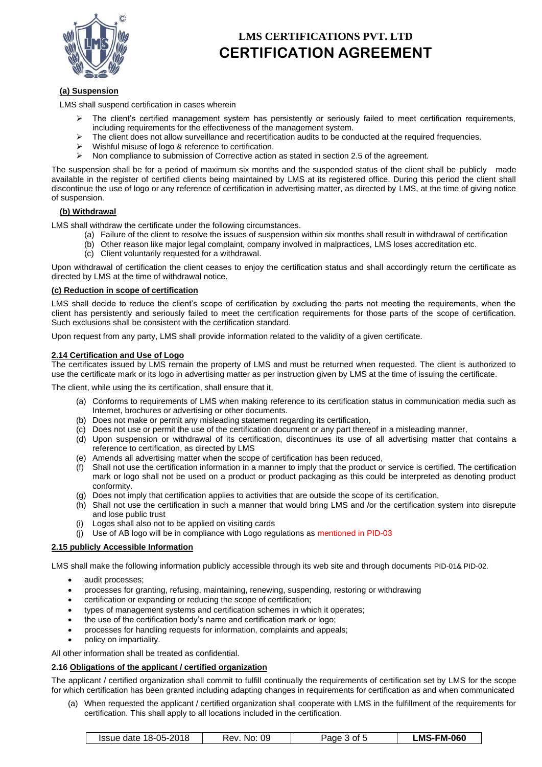#### (a) Suspension

LMS shall suspend certification in cases wherein

- The client's certified management system has persistently or seriously failed to meet certification requirements, including requirements for the effectiveness of the management system.
- The client does not allow surveillance and recertification audits to be conducted at the required frequencies.
- Wishful misuse of logo & reference to certification.
- Non compliance to submission of Corrective action as stated in section 2.5 of the agreement.

The suspension shall be for a period of maximum six months and the suspended status of the client shall be publicly made available in the register of certified clients being maintained by LMS at its registered office. During this period the client shall discontinue the use of logo or any reference of certification in advertising matter, as directed by LMS, at the time of giving notice of suspension.

#### (b) Withdrawal

LMS shall withdraw the certificate under the following circumstances.

(a) Failure of the client to resolve the issues of suspension within six months shall result in withdrawal of certification
(b) Other reason like major legal complaint, company involved in malpractices, LMS loses accreditation etc.
(c) Client voluntarily requested for a withdrawal.

Upon withdrawal of certification the client ceases to enjoy the certification status and shall accordingly return the certificate as directed by LMS at the time of withdrawal notice.

#### (c) Reduction in scope of certification

LMS shall decide to reduce the client's scope of certification by excluding the parts not meeting the requirements, when the client has persistently and seriously failed to meet the certification requirements for those parts of the scope of certification. Such exclusions shall be consistent with the certification standard.

Upon request from any party, LMS shall provide information related to the validity of a given certificate.

### 2.14 Certification and Use of Logo

The certificates issued by LMS remain the property of LMS and must be returned when requested. The client is authorized to use the certificate mark or its logo in advertising matter as per instruction given by LMS at the time of issuing the certificate.

The client, while using the its certification, shall ensure that it,

(a) Conforms to requirements of LMS when making reference to its certification status in communication media such as Internet, brochures or advertising or other documents.
(b) Does not make or permit any misleading statement regarding its certification,
(c) Does not use or permit the use of the certification document or any part thereof in a misleading manner,
(d) Upon suspension or withdrawal of its certification, discontinues its use of all advertising matter that contains a reference to certification, as directed by LMS
(e) Amends all advertising matter when the scope of certification has been reduced,
(f) Shall not use the certification information in a manner to imply that the product or service is certified. The certification mark or logo shall not be used on a product or product packaging as this could be interpreted as denoting product conformity.
(g) Does not imply that certification applies to activities that are outside the scope of its certification,
(h) Shall not use the certification in such a manner that would bring LMS and /or the certification system into disrepute and lose public trust
(i) Logos shall also not to be applied on visiting cards
(j) Use of AB logo will be in compliance with Logo regulations as mentioned in PID-03

### 2.15 publicly Accessible Information

LMS shall make the following information publicly accessible through its web site and through documents PID-01& PID-02.

- audit processes;
- processes for granting, refusing, maintaining, renewing, suspending, restoring or withdrawing
- certification or expanding or reducing the scope of certification;
- types of management systems and certification schemes in which it operates;
- the use of the certification body's name and certification mark or logo;
- processes for handling requests for information, complaints and appeals;
- policy on impartiality.

All other information shall be treated as confidential.

### 2.16 Obligations of the applicant / certified organization

The applicant / certified organization shall commit to fulfill continually the requirements of certification set by LMS for the scope for which certification has been granted including adapting changes in requirements for certification as and when communicated

(a) When requested the applicant / certified organization shall cooperate with LMS in the fulfillment of the requirements for certification. This shall apply to all locations included in the certification.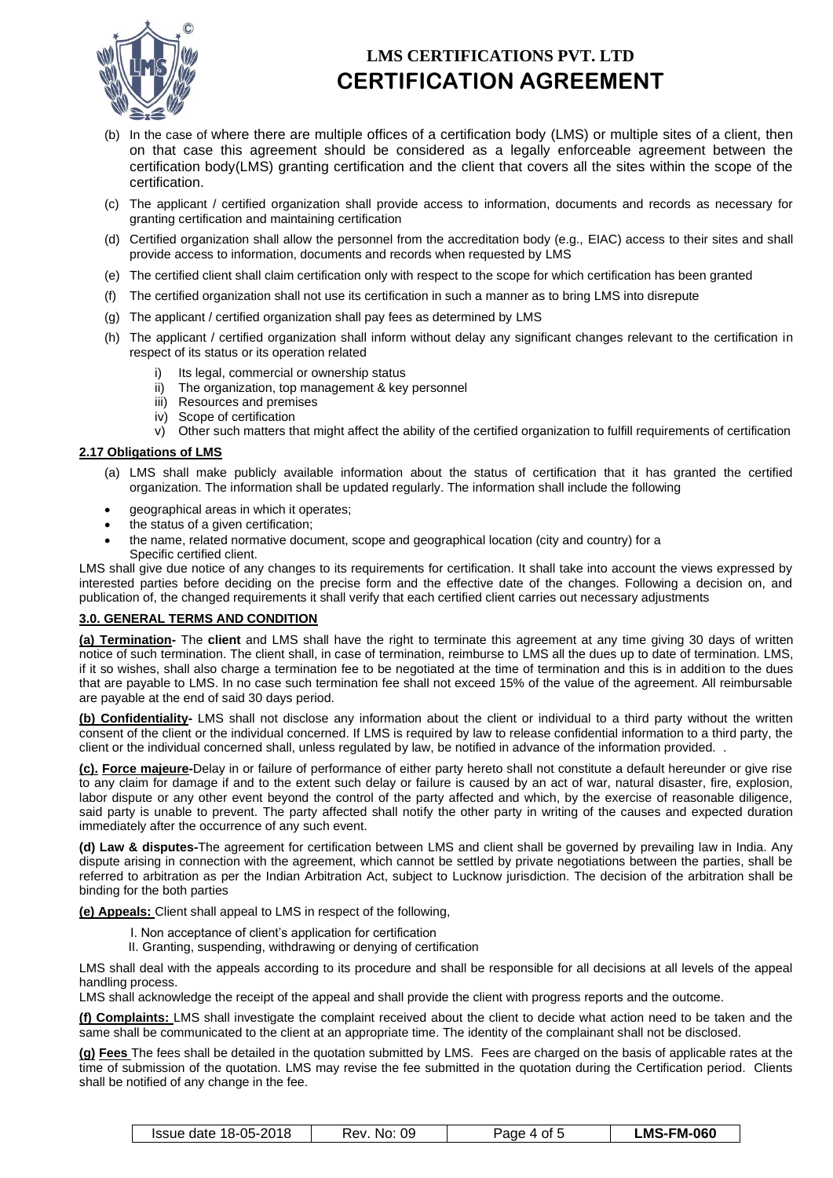(b) In the case of where there are multiple offices of a certification body (LMS) or multiple sites of a client, then on that case this agreement should be considered as a legally enforceable agreement between the certification body(LMS) granting certification and the client that covers all the sites within the scope of the certification.

(c) The applicant / certified organization shall provide access to information, documents and records as necessary for granting certification and maintaining certification

(d) Certified organization shall allow the personnel from the accreditation body (e.g., EIAC) access to their sites and shall provide access to information, documents and records when requested by LMS

(e) The certified client shall claim certification only with respect to the scope for which certification has been granted

(f) The certified organization shall not use its certification in such a manner as to bring LMS into disrepute

(g) The applicant / certified organization shall pay fees as determined by LMS

(h) The applicant / certified organization shall inform without delay any significant changes relevant to the certification in respect of its status or its operation related

  i) Its legal, commercial or ownership status
  ii) The organization, top management & key personnel
  iii) Resources and premises
  iv) Scope of certification
  v) Other such matters that might affect the ability of the certified organization to fulfill requirements of certification

**2.17 Obligations of LMS**

(a) LMS shall make publicly available information about the status of certification that it has granted the certified organization. The information shall be updated regularly. The information shall include the following

- geographical areas in which it operates;
- the status of a given certification;
- the name, related normative document, scope and geographical location (city and country) for a Specific certified client.

LMS shall give due notice of any changes to its requirements for certification. It shall take into account the views expressed by interested parties before deciding on the precise form and the effective date of the changes. Following a decision on, and publication of, the changed requirements it shall verify that each certified client carries out necessary adjustments

**3.0. GENERAL TERMS AND CONDITION**

**(a) Termination-** The **client** and LMS shall have the right to terminate this agreement at any time giving 30 days of written notice of such termination. The client shall, in case of termination, reimburse to LMS all the dues up to date of termination. LMS, if it so wishes, shall also charge a termination fee to be negotiated at the time of termination and this is in addition to the dues that are payable to LMS. In no case such termination fee shall not exceed 15% of the value of the agreement. All reimbursable are payable at the end of said 30 days period.

**(b) Confidentiality-** LMS shall not disclose any information about the client or individual to a third party without the written consent of the client or the individual concerned. If LMS is required by law to release confidential information to a third party, the client or the individual concerned shall, unless regulated by law, be notified in advance of the information provided. .

**(c). Force majeure-**Delay in or failure of performance of either party hereto shall not constitute a default hereunder or give rise to any claim for damage if and to the extent such delay or failure is caused by an act of war, natural disaster, fire, explosion, labor dispute or any other event beyond the control of the party affected and which, by the exercise of reasonable diligence, said party is unable to prevent. The party affected shall notify the other party in writing of the causes and expected duration immediately after the occurrence of any such event.

**(d) Law & disputes-**The agreement for certification between LMS and client shall be governed by prevailing law in India. Any dispute arising in connection with the agreement, which cannot be settled by private negotiations between the parties, shall be referred to arbitration as per the Indian Arbitration Act, subject to Lucknow jurisdiction. The decision of the arbitration shall be binding for the both parties

**(e) Appeals:** Client shall appeal to LMS in respect of the following,

  I. Non acceptance of client's application for certification
  II. Granting, suspending, withdrawing or denying of certification

LMS shall deal with the appeals according to its procedure and shall be responsible for all decisions at all levels of the appeal handling process.

LMS shall acknowledge the receipt of the appeal and shall provide the client with progress reports and the outcome.

**(f) Complaints:** LMS shall investigate the complaint received about the client to decide what action need to be taken and the same shall be communicated to the client at an appropriate time. The identity of the complainant shall not be disclosed.

**(g) Fees** The fees shall be detailed in the quotation submitted by LMS. Fees are charged on the basis of applicable rates at the time of submission of the quotation. LMS may revise the fee submitted in the quotation during the Certification period. Clients shall be notified of any change in the fee.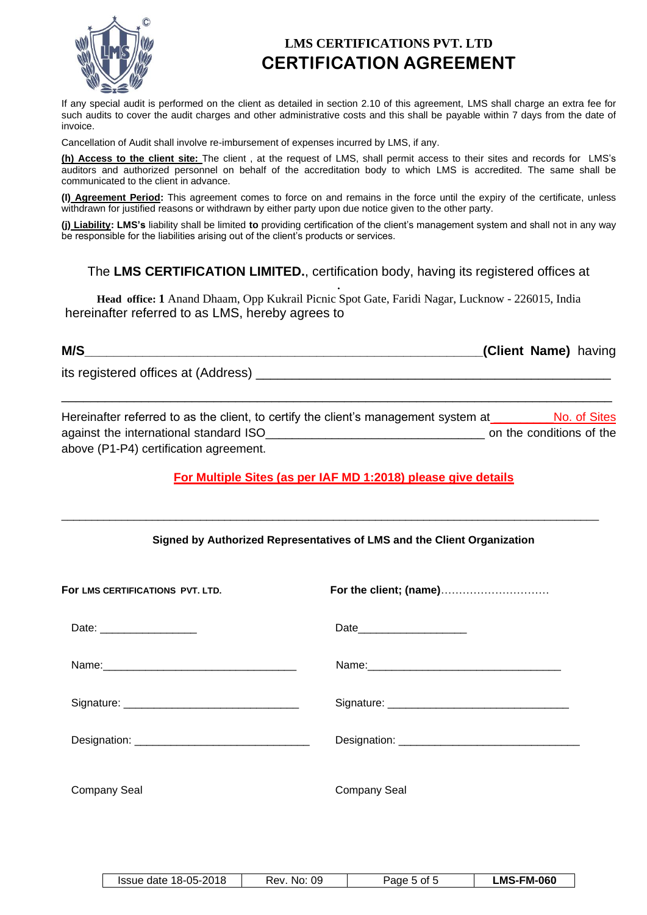# LMS CERTIFICATIONS PVT. LTD

# CERTIFICATION AGREEMENT

If any special audit is performed on the client as detailed in section 2.10 of this agreement, LMS shall charge an extra fee for such audits to cover the audit charges and other administrative costs and this shall be payable within 7 days from the date of invoice.

Cancellation of Audit shall involve re-imbursement of expenses incurred by LMS, if any.

**(h) Access to the client site:** The client , at the request of LMS, shall permit access to their sites and records for LMS's auditors and authorized personnel on behalf of the accreditation body to which LMS is accredited. The same shall be communicated to the client in advance.

**(I) Agreement Period:** This agreement comes to force on and remains in the force until the expiry of the certificate, unless withdrawn for justified reasons or withdrawn by either party upon due notice given to the other party.

**(j) Liability: LMS's** liability shall be limited **to** providing certification of the client's management system and shall not in any way be responsible for the liabilities arising out of the client's products or services.

The **LMS CERTIFICATION LIMITED.**, certification body, having its registered offices at

**Head office: 1** Anand Dhaam, Opp Kukrail Picnic Spot Gate, Faridi Nagar, Lucknow - 226015, India
hereinafter referred to as LMS, hereby agrees to

**M/S**\_\_\_\_\_\_\_\_\_\_\_\_\_\_\_\_\_\_\_\_\_\_\_\_\_\_\_\_\_\_\_\_\_\_\_\_\_\_\_\_\_\_\_\_\_\_\_\_\_\_**(Client Name)** having

its registered offices at (Address) \_\_\_\_\_\_\_\_\_\_\_\_\_\_\_\_\_\_\_\_\_\_\_\_\_\_\_\_\_\_\_\_\_\_\_\_\_\_\_\_\_\_\_\_\_\_

\_\_\_\_\_\_\_\_\_\_\_\_\_\_\_\_\_\_\_\_\_\_\_\_\_\_\_\_\_\_\_\_\_\_\_\_\_\_\_\_\_\_\_\_\_\_\_\_\_\_\_\_\_\_\_\_\_\_\_\_\_\_\_\_\_\_\_\_\_\_

Hereinafter referred to as the client, to certify the client's management system at\_\_\_\_\_\_\_\_\_\_No. of Sites against the international standard ISO\_\_\_\_\_\_\_\_\_\_\_\_\_\_\_\_\_\_\_\_\_\_\_\_\_\_\_\_\_\_\_\_\_ on the conditions of the above (P1-P4) certification agreement.

**For Multiple Sites (as per IAF MD 1:2018) please give details**

\_\_\_\_\_\_\_\_\_\_\_\_\_\_\_\_\_\_\_\_\_\_\_\_\_\_\_\_\_\_\_\_\_\_\_\_\_\_\_\_\_\_\_\_\_\_\_\_\_\_\_\_\_\_\_\_\_\_\_\_\_\_\_\_\_\_\_\_\_\_

**Signed by Authorized Representatives of LMS and the Client Organization**

| **For LMS CERTIFICATIONS PVT. LTD.** | **For the client; (name)**............................ |
|---|---|
| Date: \_\_\_\_\_\_\_\_\_\_\_\_\_\_\_\_ | Date\_\_\_\_\_\_\_\_\_\_\_\_\_\_\_\_\_\_ |
| Name:\_\_\_\_\_\_\_\_\_\_\_\_\_\_\_\_\_\_\_\_\_\_\_\_\_\_\_\_\_\_\_\_ | Name:\_\_\_\_\_\_\_\_\_\_\_\_\_\_\_\_\_\_\_\_\_\_\_\_\_\_\_\_\_\_\_\_ |
| Signature: \_\_\_\_\_\_\_\_\_\_\_\_\_\_\_\_\_\_\_\_\_\_\_\_\_\_\_\_\_ | Signature: \_\_\_\_\_\_\_\_\_\_\_\_\_\_\_\_\_\_\_\_\_\_\_\_\_\_\_\_\_\_ |
| Designation: \_\_\_\_\_\_\_\_\_\_\_\_\_\_\_\_\_\_\_\_\_\_\_\_\_\_\_\_\_ | Designation: \_\_\_\_\_\_\_\_\_\_\_\_\_\_\_\_\_\_\_\_\_\_\_\_\_\_\_\_\_\_ |
| Company Seal | Company Seal |

| Issue date 18-05-2018 | Rev. No: 09 | Page 5 of 5 | **LMS-FM-060** |
|---|---|---|---|